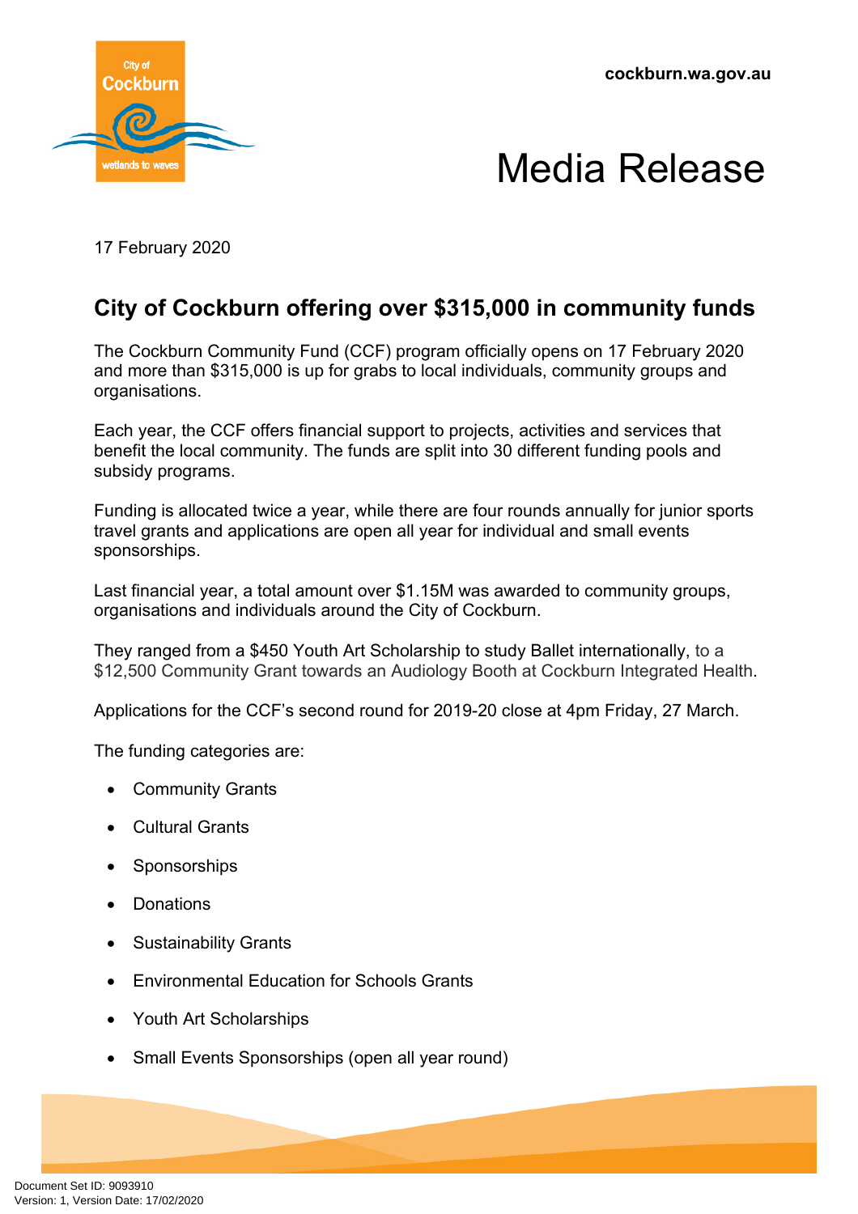cockburn.wa.gov.au

# Media Release

17 February 2020

## City of Cockburn offering over $315,000 in community funds

The Cockburn Community Fund (CCF) program officially opens on 17 February 2020 and more than $315,000 is up for grabs to local individuals, community groups and organisations.

Each year, the CCF offers financial support to projects, activities and services that benefit the local community. The funds are split into 30 different funding pools and subsidy programs.

Funding is allocated twice a year, while there are four rounds annually for junior sports travel grants and applications are open all year for individual and small events sponsorships.

Last financial year, a total amount over $1.15M was awarded to community groups, organisations and individuals around the City of Cockburn.

They ranged from a $450 Youth Art Scholarship to study Ballet internationally, to a $12,500 Community Grant towards an Audiology Booth at Cockburn Integrated Health.

Applications for the CCF's second round for 2019-20 close at 4pm Friday, 27 March.

The funding categories are:

- Community Grants
- Cultural Grants
- Sponsorships
- Donations
- Sustainability Grants
- Environmental Education for Schools Grants
- Youth Art Scholarships
- Small Events Sponsorships (open all year round)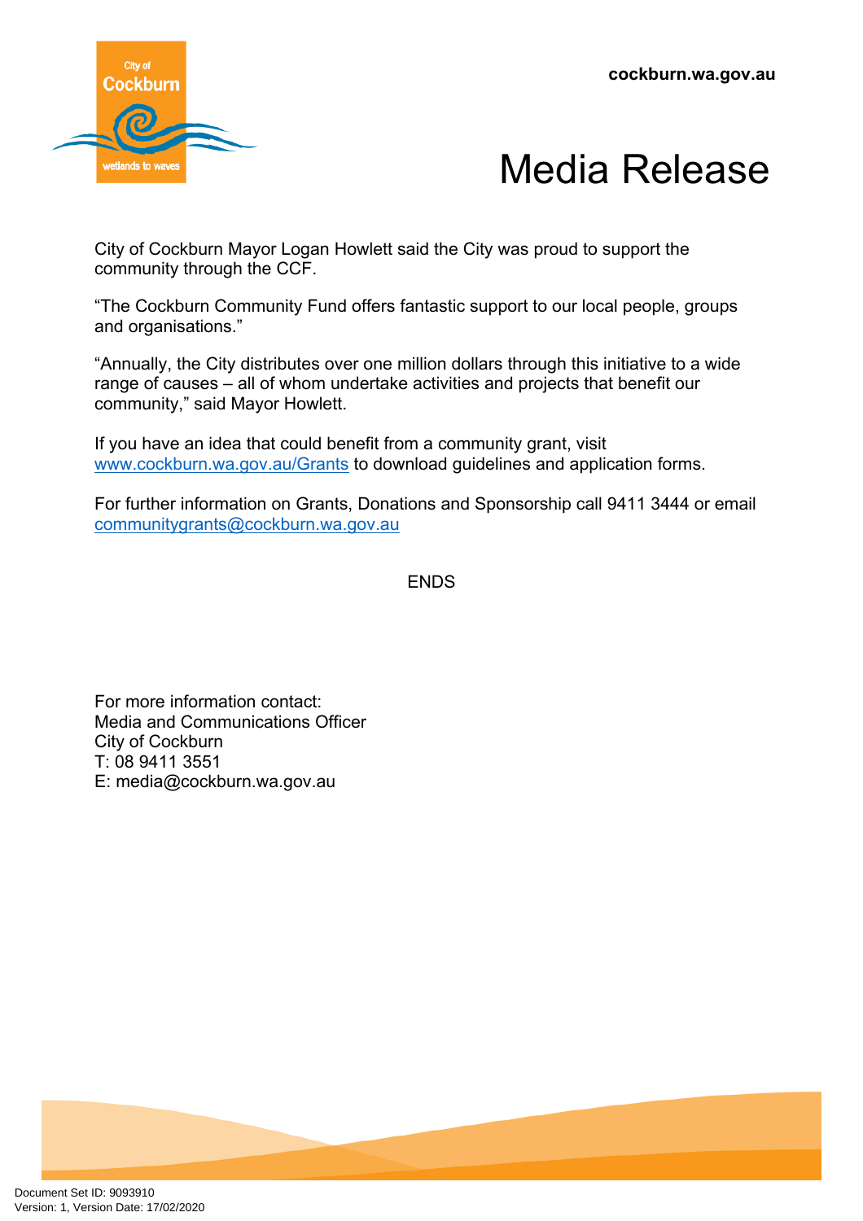cockburn.wa.gov.au

# Media Release

City of Cockburn Mayor Logan Howlett said the City was proud to support the community through the CCF.

"The Cockburn Community Fund offers fantastic support to our local people, groups and organisations."

"Annually, the City distributes over one million dollars through this initiative to a wide range of causes – all of whom undertake activities and projects that benefit our community," said Mayor Howlett.

If you have an idea that could benefit from a community grant, visit [www.cockburn.wa.gov.au/Grants](http://www.cockburn.wa.gov.au/Grants) to download guidelines and application forms.

For further information on Grants, Donations and Sponsorship call 9411 3444 or email [communitygrants@cockburn.wa.gov.au](mailto:communitygrants@cockburn.wa.gov.au)

ENDS

For more information contact:
Media and Communications Officer
City of Cockburn
T: 08 9411 3551
E: media@cockburn.wa.gov.au

Document Set ID: 9093910
Version: 1, Version Date: 17/02/2020